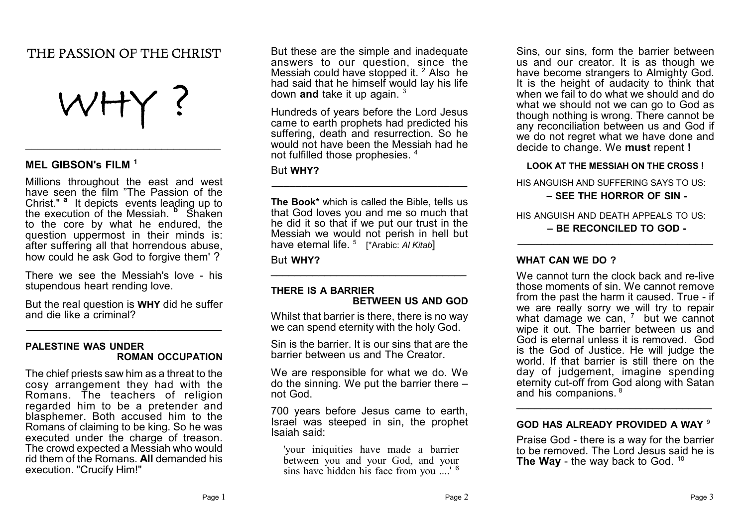# THE PASSION OF THE CHRIST

# WHY ?

## MEL GIBSON's FILM [1]

Millions throughout the east and west have seen the film "The Passion of the Christ." [a] It depicts events leading up to the execution of the Messiah. [b] Shaken to the core by what he endured, the question uppermost in their minds is: after suffering all that horrendous abuse, how could he ask God to forgive them' ?

There we see the Messiah's love - his stupendous heart rending love.

But the real question is **WHY** did he suffer and die like a criminal?

## PALESTINE WAS UNDER ROMAN OCCUPATION

The chief priests saw him as a threat to the cosy arrangement they had with the Romans. The teachers of religion regarded him to be a pretender and blasphemer. Both accused him to the Romans of claiming to be king. So he was executed under the charge of treason. The crowd expected a Messiah who would rid them of the Romans. **All** demanded his execution. "Crucify Him!"

But these are the simple and inadequate answers to our question, since the Messiah could have stopped it. [2] Also he had said that he himself would lay his life down **and** take it up again. [3]

Hundreds of years before the Lord Jesus came to earth prophets had predicted his suffering, death and resurrection. So he would not have been the Messiah had he not fulfilled those prophesies. [4]

But **WHY?**

**The Book*** which is called the Bible, tells us that God loves you and me so much that he did it so that if we put our trust in the Messiah we would not perish in hell but have eternal life. [5] [*Arabic: *Al Kitab*]

But **WHY?**

## THERE IS A BARRIER BETWEEN US AND GOD

Whilst that barrier is there, there is no way we can spend eternity with the holy God.

Sin is the barrier. It is our sins that are the barrier between us and The Creator.

We are responsible for what we do. We do the sinning. We put the barrier there – not God.

700 years before Jesus came to earth, Israel was steeped in sin, the prophet Isaiah said:

> 'your iniquities have made a barrier between you and your God, and your sins have hidden his face from you ....' [6]

Sins, our sins, form the barrier between us and our creator. It is as though we have become strangers to Almighty God. It is the height of audacity to think that when we fail to do what we should and do what we should not we can go to God as though nothing is wrong. There cannot be any reconciliation between us and God if we do not regret what we have done and decide to change. We **must** repent **!**

**LOOK AT THE MESSIAH ON THE CROSS !**

HIS ANGUISH AND SUFFERING SAYS TO US:

**– SEE THE HORROR OF SIN -**

HIS ANGUISH AND DEATH APPEALS TO US:

**– BE RECONCILED TO GOD -**

## WHAT CAN WE DO ?

We cannot turn the clock back and re-live those moments of sin. We cannot remove from the past the harm it caused. True - if we are really sorry we will try to repair what damage we can, [7] but we cannot wipe it out. The barrier between us and God is eternal unless it is removed. God is the God of Justice. He will judge the world. If that barrier is still there on the day of judgement, imagine spending eternity cut-off from God along with Satan and his companions. [8]

## GOD HAS ALREADY PROVIDED A WAY [9]

Praise God - there is a way for the barrier to be removed. The Lord Jesus said he is **The Way** - the way back to God. [10]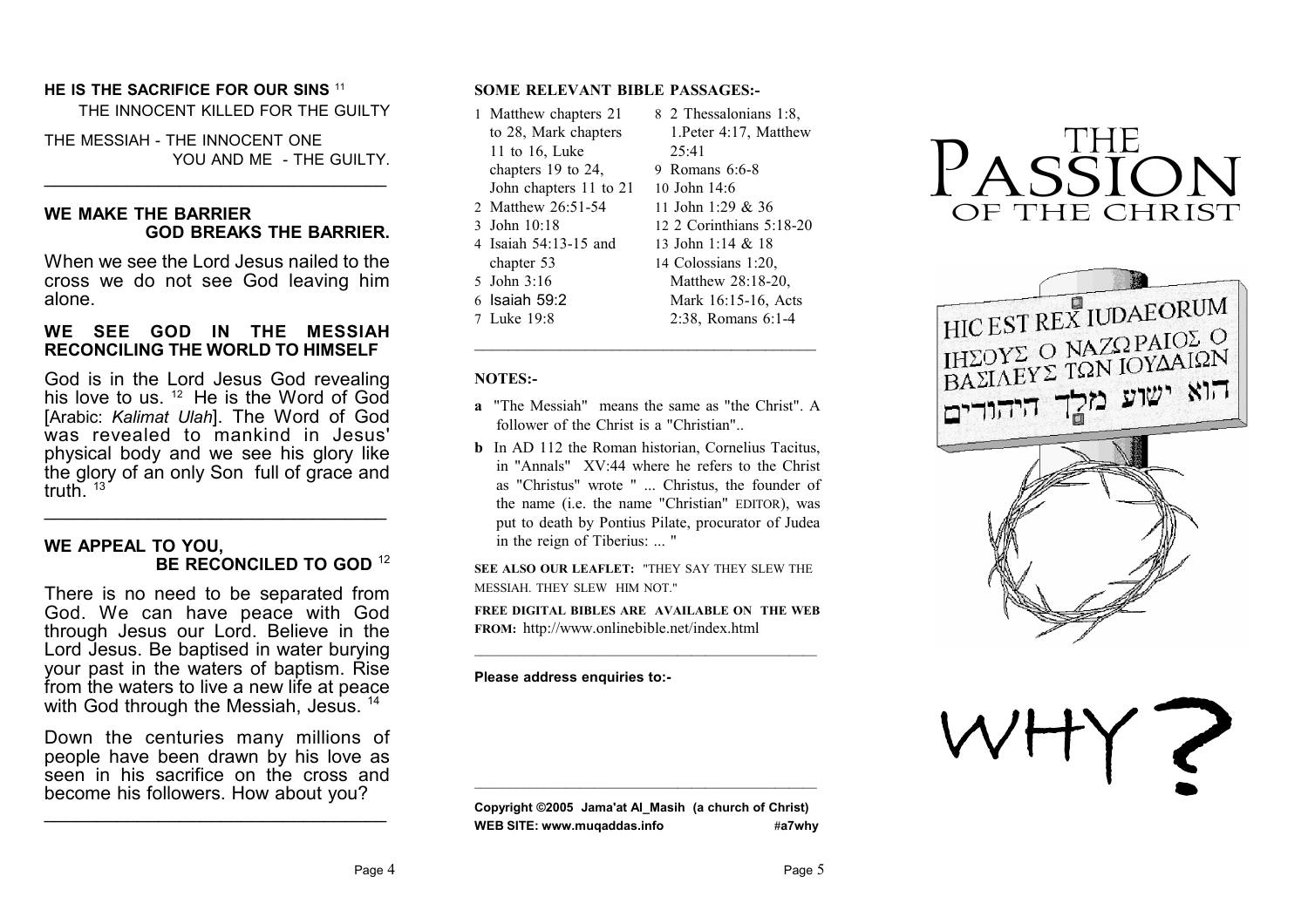**HE IS THE SACRIFICE FOR OUR SINS** [11]

THE INNOCENT KILLED FOR THE GUILTY

THE MESSIAH - THE INNOCENT ONE
YOU AND ME - THE GUILTY.

---

## WE MAKE THE BARRIER
## GOD BREAKS THE BARRIER.

When we see the Lord Jesus nailed to the cross we do not see God leaving him alone.

### WE SEE GOD IN THE MESSIAH RECONCILING THE WORLD TO HIMSELF

God is in the Lord Jesus God revealing his love to us. [12] He is the Word of God [Arabic: *Kalimat Ulah*]. The Word of God was revealed to mankind in Jesus' physical body and we see his glory like the glory of an only Son full of grace and truth. [13]

---

## WE APPEAL TO YOU,
## BE RECONCILED TO GOD [12]

There is no need to be separated from God. We can have peace with God through Jesus our Lord. Believe in the Lord Jesus. Be baptised in water burying your past in the waters of baptism. Rise from the waters to live a new life at peace with God through the Messiah, Jesus. [14]

Down the centuries many millions of people have been drawn by his love as seen in his sacrifice on the cross and become his followers. How about you?

---

**SOME RELEVANT BIBLE PASSAGES:-**

1 Matthew chapters 21 to 28, Mark chapters 11 to 16, Luke chapters 19 to 24, John chapters 11 to 21
2 Matthew 26:51-54
3 John 10:18
4 Isaiah 54:13-15 and chapter 53
5 John 3:16
6 Isaiah 59:2
7 Luke 19:8
8 2 Thessalonians 1:8, 1.Peter 4:17, Matthew 25:41
9 Romans 6:6-8
10 John 14:6
11 John 1:29 & 36
12 2 Corinthians 5:18-20
13 John 1:14 & 18
14 Colossians 1:20, Matthew 28:18-20, Mark 16:15-16, Acts 2:38, Romans 6:1-4

---

**NOTES:-**

**a** "The Messiah" means the same as "the Christ". A follower of the Christ is a "Christian"..

**b** In AD 112 the Roman historian, Cornelius Tacitus, in "Annals" XV:44 where he refers to the Christ as "Christus" wrote " ... Christus, the founder of the name (i.e. the name "Christian" EDITOR), was put to death by Pontius Pilate, procurator of Judea in the reign of Tiberius: ... "

**SEE ALSO OUR LEAFLET:** "THEY SAY THEY SLEW THE MESSIAH. THEY SLEW HIM NOT."

**FREE DIGITAL BIBLES ARE AVAILABLE ON THE WEB FROM:** http://www.onlinebible.net/index.html

---

**Please address enquiries to:-**

---

**Copyright ©2005 Jama'at Al_Masih (a church of Christ)**
**WEB SITE: www.muqaddas.info** #a7why

# THE PASSION OF THE CHRIST

HIC EST REX IUDAEORUM
ΙΗΣΟΥΣ Ο ΝΑΖΩΡΑΙΟΣ Ο ΒΑΣΙΛΕΥΣ ΤΩΝ ΙΟΥΔΑΙΩΝ
הוא ישוע מלך היהודים

# WHY?